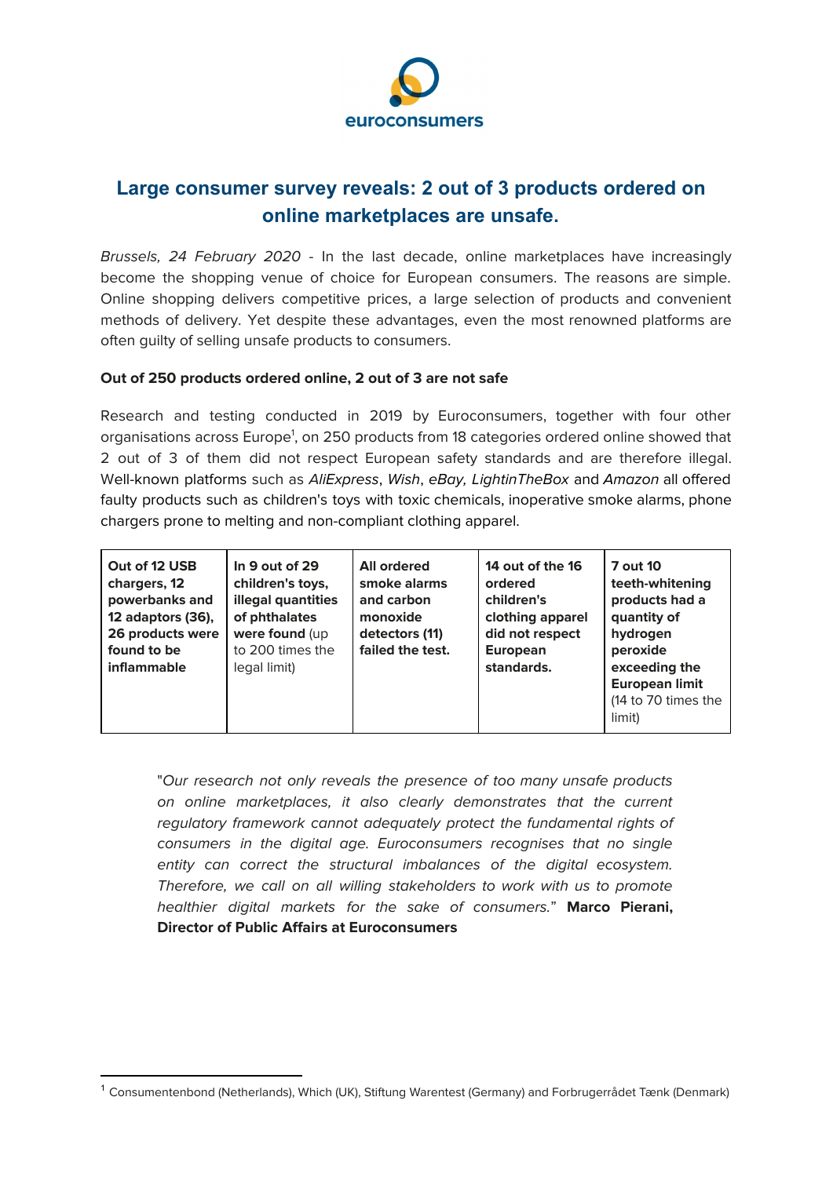euroconsumers

# Large consumer survey reveals: 2 out of 3 products ordered on online marketplaces are unsafe.

*Brussels, 24 February 2020* - In the last decade, online marketplaces have increasingly become the shopping venue of choice for European consumers. The reasons are simple. Online shopping delivers competitive prices, a large selection of products and convenient methods of delivery. Yet despite these advantages, even the most renowned platforms are often guilty of selling unsafe products to consumers.

**Out of 250 products ordered online, 2 out of 3 are not safe**

Research and testing conducted in 2019 by Euroconsumers, together with four other organisations across Europe[1], on 250 products from 18 categories ordered online showed that 2 out of 3 of them did not respect European safety standards and are therefore illegal. Well-known platforms such as *AliExpress*, *Wish*, *eBay, LightinTheBox* and *Amazon* all offered faulty products such as children's toys with toxic chemicals, inoperative smoke alarms, phone chargers prone to melting and non-compliant clothing apparel.

| **Out of 12 USB chargers, 12 powerbanks and 12 adaptors (36), 26 products were found to be inflammable** | **In 9 out of 29 children's toys, illegal quantities of phthalates were found** (up to 200 times the legal limit) | **All ordered smoke alarms and carbon monoxide detectors (11) failed the test.** | **14 out of the 16 ordered children's clothing apparel did not respect European standards.** | **7 out 10 teeth-whitening products had a quantity of hydrogen peroxide exceeding the European limit** (14 to 70 times the limit) |
|---|---|---|---|---|

"*Our research not only reveals the presence of too many unsafe products on online marketplaces, it also clearly demonstrates that the current regulatory framework cannot adequately protect the fundamental rights of consumers in the digital age. Euroconsumers recognises that no single entity can correct the structural imbalances of the digital ecosystem. Therefore, we call on all willing stakeholders to work with us to promote healthier digital markets for the sake of consumers.*" **Marco Pierani, Director of Public Affairs at Euroconsumers**

---

[1] Consumentenbond (Netherlands), Which (UK), Stiftung Warentest (Germany) and Forbrugerrådet Tænk (Denmark)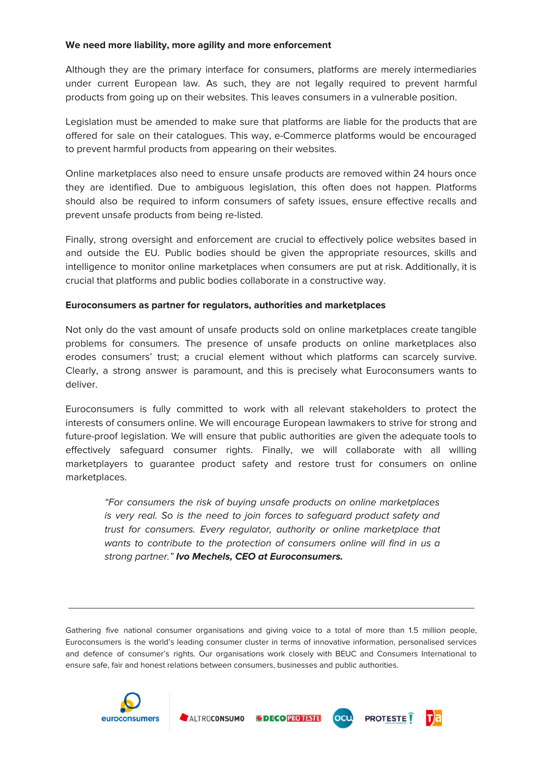**We need more liability, more agility and more enforcement**

Although they are the primary interface for consumers, platforms are merely intermediaries under current European law. As such, they are not legally required to prevent harmful products from going up on their websites. This leaves consumers in a vulnerable position.

Legislation must be amended to make sure that platforms are liable for the products that are offered for sale on their catalogues. This way, e-Commerce platforms would be encouraged to prevent harmful products from appearing on their websites.

Online marketplaces also need to ensure unsafe products are removed within 24 hours once they are identified. Due to ambiguous legislation, this often does not happen. Platforms should also be required to inform consumers of safety issues, ensure effective recalls and prevent unsafe products from being re-listed.

Finally, strong oversight and enforcement are crucial to effectively police websites based in and outside the EU. Public bodies should be given the appropriate resources, skills and intelligence to monitor online marketplaces when consumers are put at risk. Additionally, it is crucial that platforms and public bodies collaborate in a constructive way.

**Euroconsumers as partner for regulators, authorities and marketplaces**

Not only do the vast amount of unsafe products sold on online marketplaces create tangible problems for consumers. The presence of unsafe products on online marketplaces also erodes consumers' trust; a crucial element without which platforms can scarcely survive. Clearly, a strong answer is paramount, and this is precisely what Euroconsumers wants to deliver.

Euroconsumers is fully committed to work with all relevant stakeholders to protect the interests of consumers online. We will encourage European lawmakers to strive for strong and future-proof legislation. We will ensure that public authorities are given the adequate tools to effectively safeguard consumer rights. Finally, we will collaborate with all willing marketplayers to guarantee product safety and restore trust for consumers on online marketplaces.

> *"For consumers the risk of buying unsafe products on online marketplaces is very real. So is the need to join forces to safeguard product safety and trust for consumers. Every regulator, authority or online marketplace that wants to contribute to the protection of consumers online will find in us a strong partner."* ***Ivo Mechels, CEO at Euroconsumers.***

---

Gathering five national consumer organisations and giving voice to a total of more than 1.5 million people, Euroconsumers is the world's leading consumer cluster in terms of innovative information, personalised services and defence of consumer's rights. Our organisations work closely with BEUC and Consumers International to ensure safe, fair and honest relations between consumers, businesses and public authorities.

euroconsumers ALTROCONSUMO DECO PROTESTE ocu PROTESTE Ta